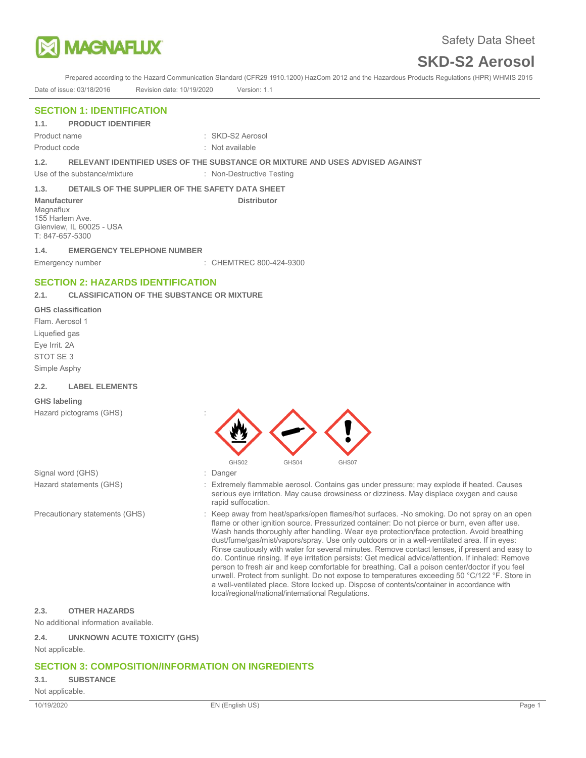# Safety Data Sheet

# SKD-S2 Aerosol

Prepared according to the Hazard Communication Standard (CFR29 1910.1200) HazCom 2012 and the Hazardous Products Regulations (HPR) WHMIS 2015

Date of issue: 03/18/2016 Revision date: 10/19/2020 Version: 1.1

## SECTION 1: IDENTIFICATION

### 1.1. PRODUCT IDENTIFIER

Product name : SKD-S2 Aerosol

Product code : Not available

### 1.2. RELEVANT IDENTIFIED USES OF THE SUBSTANCE OR MIXTURE AND USES ADVISED AGAINST

Use of the substance/mixture : Non-Destructive Testing

### 1.3. DETAILS OF THE SUPPLIER OF THE SAFETY DATA SHEET

**Manufacturer**
Magnaflux
155 Harlem Ave.
Glenview, IL 60025 - USA
T: 847-657-5300

**Distributor**

### 1.4. EMERGENCY TELEPHONE NUMBER

Emergency number : CHEMTREC 800-424-9300

## SECTION 2: HAZARDS IDENTIFICATION

### 2.1. CLASSIFICATION OF THE SUBSTANCE OR MIXTURE

**GHS classification**

Flam. Aerosol 1

Liquefied gas

Eye Irrit. 2A

STOT SE 3

Simple Asphy

### 2.2. LABEL ELEMENTS

**GHS labeling**

Hazard pictograms (GHS) :

GHS02 GHS04 GHS07

Signal word (GHS) : Danger

Hazard statements (GHS) : Extremely flammable aerosol. Contains gas under pressure; may explode if heated. Causes serious eye irritation. May cause drowsiness or dizziness. May displace oxygen and cause rapid suffocation.

Precautionary statements (GHS) : Keep away from heat/sparks/open flames/hot surfaces. -No smoking. Do not spray on an open flame or other ignition source. Pressurized container: Do not pierce or burn, even after use. Wash hands thoroughly after handling. Wear eye protection/face protection. Avoid breathing dust/fume/gas/mist/vapors/spray. Use only outdoors or in a well-ventilated area. If in eyes: Rinse cautiously with water for several minutes. Remove contact lenses, if present and easy to do. Continue rinsing. If eye irritation persists: Get medical advice/attention. If inhaled: Remove person to fresh air and keep comfortable for breathing. Call a poison center/doctor if you feel unwell. Protect from sunlight. Do not expose to temperatures exceeding 50 °C/122 °F. Store in a well-ventilated place. Store locked up. Dispose of contents/container in accordance with local/regional/national/international Regulations.

### 2.3. OTHER HAZARDS

No additional information available.

### 2.4. UNKNOWN ACUTE TOXICITY (GHS)

Not applicable.

## SECTION 3: COMPOSITION/INFORMATION ON INGREDIENTS

### 3.1. SUBSTANCE

Not applicable.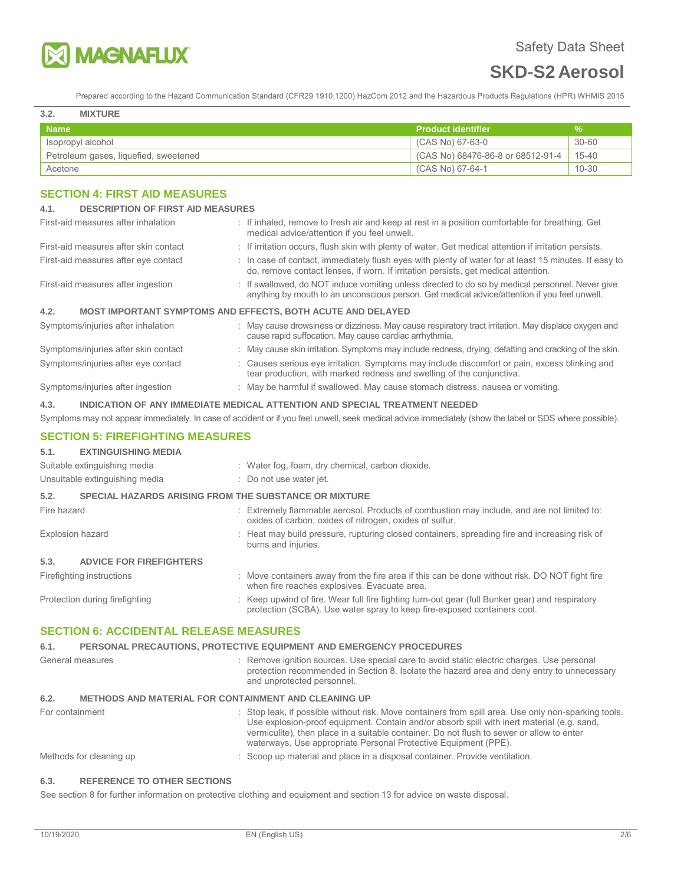### 3.2. MIXTURE

| Name | Product identifier | % |
|---|---|---|
| Isopropyl alcohol | (CAS No) 67-63-0 | 30-60 |
| Petroleum gases, liquefied, sweetened | (CAS No) 68476-86-8 or 68512-91-4 | 15-40 |
| Acetone | (CAS No) 67-64-1 | 10-30 |

## SECTION 4: FIRST AID MEASURES

### 4.1. DESCRIPTION OF FIRST AID MEASURES

First-aid measures after inhalation : If inhaled, remove to fresh air and keep at rest in a position comfortable for breathing. Get medical advice/attention if you feel unwell.

First-aid measures after skin contact : If irritation occurs, flush skin with plenty of water. Get medical attention if irritation persists.

First-aid measures after eye contact : In case of contact, immediately flush eyes with plenty of water for at least 15 minutes. If easy to do, remove contact lenses, if worn. If irritation persists, get medical attention.

First-aid measures after ingestion : If swallowed, do NOT induce vomiting unless directed to do so by medical personnel. Never give anything by mouth to an unconscious person. Get medical advice/attention if you feel unwell.

### 4.2. MOST IMPORTANT SYMPTOMS AND EFFECTS, BOTH ACUTE AND DELAYED

Symptoms/injuries after inhalation : May cause drowsiness or dizziness. May cause respiratory tract irritation. May displace oxygen and cause rapid suffocation. May cause cardiac arrhythmia.

Symptoms/injuries after skin contact : May cause skin irritation. Symptoms may include redness, drying, defatting and cracking of the skin.

Symptoms/injuries after eye contact : Causes serious eye irritation. Symptoms may include discomfort or pain, excess blinking and tear production, with marked redness and swelling of the conjunctiva.

Symptoms/injuries after ingestion : May be harmful if swallowed. May cause stomach distress, nausea or vomiting.

### 4.3. INDICATION OF ANY IMMEDIATE MEDICAL ATTENTION AND SPECIAL TREATMENT NEEDED

Symptoms may not appear immediately. In case of accident or if you feel unwell, seek medical advice immediately (show the label or SDS where possible).

## SECTION 5: FIREFIGHTING MEASURES

### 5.1. EXTINGUISHING MEDIA

Suitable extinguishing media : Water fog, foam, dry chemical, carbon dioxide.

Unsuitable extinguishing media : Do not use water jet.

### 5.2. SPECIAL HAZARDS ARISING FROM THE SUBSTANCE OR MIXTURE

Fire hazard : Extremely flammable aerosol. Products of combustion may include, and are not limited to: oxides of carbon, oxides of nitrogen, oxides of sulfur.

Explosion hazard : Heat may build pressure, rupturing closed containers, spreading fire and increasing risk of burns and injuries.

### 5.3. ADVICE FOR FIREFIGHTERS

Firefighting instructions : Move containers away from the fire area if this can be done without risk. DO NOT fight fire when fire reaches explosives. Evacuate area.

Protection during firefighting : Keep upwind of fire. Wear full fire fighting turn-out gear (full Bunker gear) and respiratory protection (SCBA). Use water spray to keep fire-exposed containers cool.

## SECTION 6: ACCIDENTAL RELEASE MEASURES

### 6.1. PERSONAL PRECAUTIONS, PROTECTIVE EQUIPMENT AND EMERGENCY PROCEDURES

General measures : Remove ignition sources. Use special care to avoid static electric charges. Use personal protection recommended in Section 8. Isolate the hazard area and deny entry to unnecessary and unprotected personnel.

### 6.2. METHODS AND MATERIAL FOR CONTAINMENT AND CLEANING UP

For containment : Stop leak, if possible without risk. Move containers from spill area. Use only non-sparking tools. Use explosion-proof equipment. Contain and/or absorb spill with inert material (e.g. sand, vermiculite), then place in a suitable container. Do not flush to sewer or allow to enter waterways. Use appropriate Personal Protective Equipment (PPE).

Methods for cleaning up : Scoop up material and place in a disposal container. Provide ventilation.

### 6.3. REFERENCE TO OTHER SECTIONS

See section 8 for further information on protective clothing and equipment and section 13 for advice on waste disposal.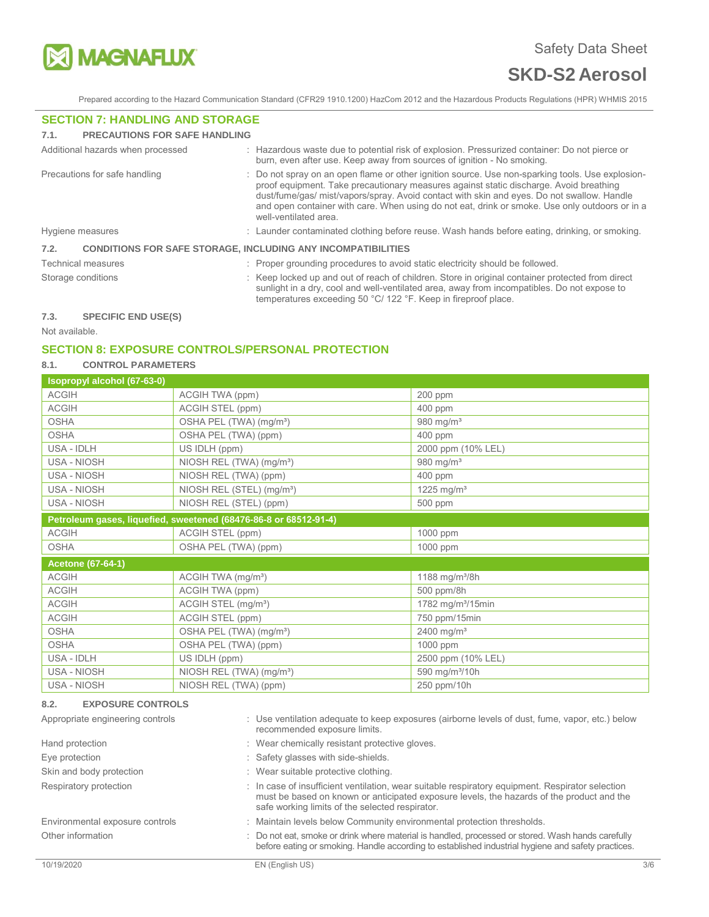## SECTION 7: HANDLING AND STORAGE

### 7.1. PRECAUTIONS FOR SAFE HANDLING

Additional hazards when processed : Hazardous waste due to potential risk of explosion. Pressurized container: Do not pierce or burn, even after use. Keep away from sources of ignition - No smoking.

Precautions for safe handling : Do not spray on an open flame or other ignition source. Use non-sparking tools. Use explosion-proof equipment. Take precautionary measures against static discharge. Avoid breathing dust/fume/gas/ mist/vapors/spray. Avoid contact with skin and eyes. Do not swallow. Handle and open container with care. When using do not eat, drink or smoke. Use only outdoors or in a well-ventilated area.

Hygiene measures : Launder contaminated clothing before reuse. Wash hands before eating, drinking, or smoking.

### 7.2. CONDITIONS FOR SAFE STORAGE, INCLUDING ANY INCOMPATIBILITIES

Technical measures : Proper grounding procedures to avoid static electricity should be followed.

Storage conditions : Keep locked up and out of reach of children. Store in original container protected from direct sunlight in a dry, cool and well-ventilated area, away from incompatibles. Do not expose to temperatures exceeding 50 °C/ 122 °F. Keep in fireproof place.

### 7.3. SPECIFIC END USE(S)

Not available.

## SECTION 8: EXPOSURE CONTROLS/PERSONAL PROTECTION

### 8.1. CONTROL PARAMETERS

| Isopropyl alcohol (67-63-0) | | |
|---|---|---|
| ACGIH | ACGIH TWA (ppm) | 200 ppm |
| ACGIH | ACGIH STEL (ppm) | 400 ppm |
| OSHA | OSHA PEL (TWA) (mg/m³) | 980 mg/m³ |
| OSHA | OSHA PEL (TWA) (ppm) | 400 ppm |
| USA - IDLH | US IDLH (ppm) | 2000 ppm (10% LEL) |
| USA - NIOSH | NIOSH REL (TWA) (mg/m³) | 980 mg/m³ |
| USA - NIOSH | NIOSH REL (TWA) (ppm) | 400 ppm |
| USA - NIOSH | NIOSH REL (STEL) (mg/m³) | 1225 mg/m³ |
| USA - NIOSH | NIOSH REL (STEL) (ppm) | 500 ppm |
| **Petroleum gases, liquefied, sweetened (68476-86-8 or 68512-91-4)** | | |
| ACGIH | ACGIH STEL (ppm) | 1000 ppm |
| OSHA | OSHA PEL (TWA) (ppm) | 1000 ppm |
| **Acetone (67-64-1)** | | |
| ACGIH | ACGIH TWA (mg/m³) | 1188 mg/m³/8h |
| ACGIH | ACGIH TWA (ppm) | 500 ppm/8h |
| ACGIH | ACGIH STEL (mg/m³) | 1782 mg/m³/15min |
| ACGIH | ACGIH STEL (ppm) | 750 ppm/15min |
| OSHA | OSHA PEL (TWA) (mg/m³) | 2400 mg/m³ |
| OSHA | OSHA PEL (TWA) (ppm) | 1000 ppm |
| USA - IDLH | US IDLH (ppm) | 2500 ppm (10% LEL) |
| USA - NIOSH | NIOSH REL (TWA) (mg/m³) | 590 mg/m³/10h |
| USA - NIOSH | NIOSH REL (TWA) (ppm) | 250 ppm/10h |

### 8.2. EXPOSURE CONTROLS

Appropriate engineering controls : Use ventilation adequate to keep exposures (airborne levels of dust, fume, vapor, etc.) below recommended exposure limits.

Hand protection : Wear chemically resistant protective gloves.

Eye protection : Safety glasses with side-shields.

Skin and body protection : Wear suitable protective clothing.

Respiratory protection : In case of insufficient ventilation, wear suitable respiratory equipment. Respirator selection must be based on known or anticipated exposure levels, the hazards of the product and the safe working limits of the selected respirator.

Environmental exposure controls : Maintain levels below Community environmental protection thresholds.

Other information : Do not eat, smoke or drink where material is handled, processed or stored. Wash hands carefully before eating or smoking. Handle according to established industrial hygiene and safety practices.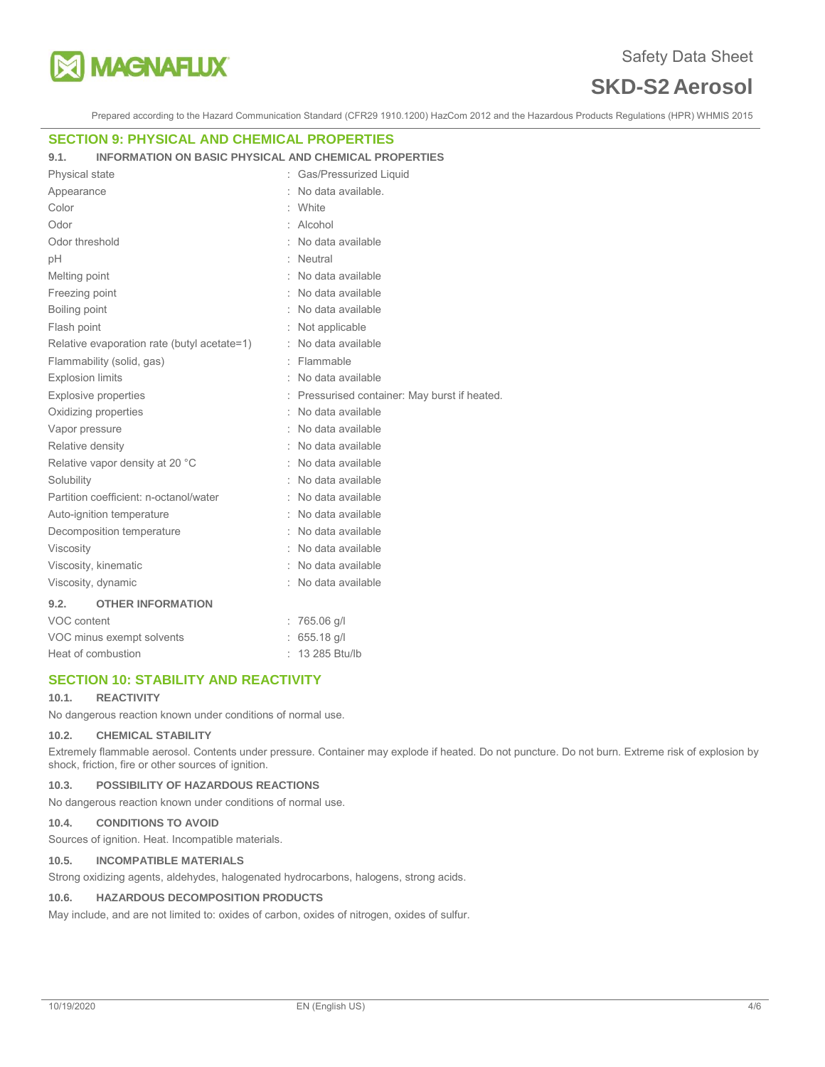## SECTION 9: PHYSICAL AND CHEMICAL PROPERTIES

### 9.1. INFORMATION ON BASIC PHYSICAL AND CHEMICAL PROPERTIES

| Property | Value |
|---|---|
| Physical state | Gas/Pressurized Liquid |
| Appearance | No data available. |
| Color | White |
| Odor | Alcohol |
| Odor threshold | No data available |
| pH | Neutral |
| Melting point | No data available |
| Freezing point | No data available |
| Boiling point | No data available |
| Flash point | Not applicable |
| Relative evaporation rate (butyl acetate=1) | No data available |
| Flammability (solid, gas) | Flammable |
| Explosion limits | No data available |
| Explosive properties | Pressurised container: May burst if heated. |
| Oxidizing properties | No data available |
| Vapor pressure | No data available |
| Relative density | No data available |
| Relative vapor density at 20 °C | No data available |
| Solubility | No data available |
| Partition coefficient: n-octanol/water | No data available |
| Auto-ignition temperature | No data available |
| Decomposition temperature | No data available |
| Viscosity | No data available |
| Viscosity, kinematic | No data available |
| Viscosity, dynamic | No data available |

### 9.2. OTHER INFORMATION

| Property | Value |
|---|---|
| VOC content | 765.06 g/l |
| VOC minus exempt solvents | 655.18 g/l |
| Heat of combustion | 13 285 Btu/lb |

## SECTION 10: STABILITY AND REACTIVITY

### 10.1. REACTIVITY

No dangerous reaction known under conditions of normal use.

### 10.2. CHEMICAL STABILITY

Extremely flammable aerosol. Contents under pressure. Container may explode if heated. Do not puncture. Do not burn. Extreme risk of explosion by shock, friction, fire or other sources of ignition.

### 10.3. POSSIBILITY OF HAZARDOUS REACTIONS

No dangerous reaction known under conditions of normal use.

### 10.4. CONDITIONS TO AVOID

Sources of ignition. Heat. Incompatible materials.

### 10.5. INCOMPATIBLE MATERIALS

Strong oxidizing agents, aldehydes, halogenated hydrocarbons, halogens, strong acids.

### 10.6. HAZARDOUS DECOMPOSITION PRODUCTS

May include, and are not limited to: oxides of carbon, oxides of nitrogen, oxides of sulfur.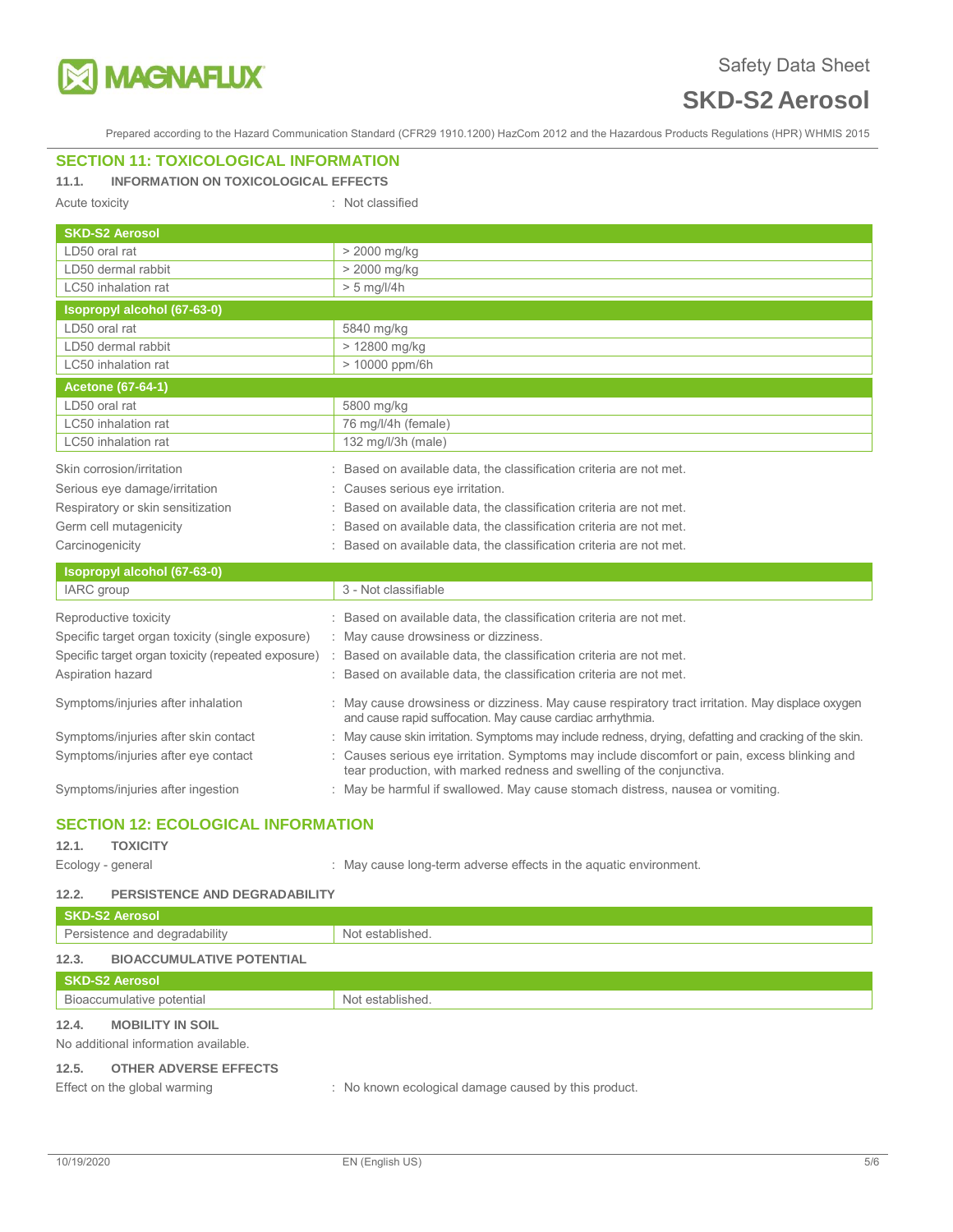## SECTION 11: TOXICOLOGICAL INFORMATION

### 11.1. INFORMATION ON TOXICOLOGICAL EFFECTS

Acute toxicity : Not classified

| SKD-S2 Aerosol | |
|---|---|
| LD50 oral rat | > 2000 mg/kg |
| LD50 dermal rabbit | > 2000 mg/kg |
| LC50 inhalation rat | > 5 mg/l/4h |
| **Isopropyl alcohol (67-63-0)** | |
| LD50 oral rat | 5840 mg/kg |
| LD50 dermal rabbit | > 12800 mg/kg |
| LC50 inhalation rat | > 10000 ppm/6h |
| **Acetone (67-64-1)** | |
| LD50 oral rat | 5800 mg/kg |
| LC50 inhalation rat | 76 mg/l/4h (female) |
| LC50 inhalation rat | 132 mg/l/3h (male) |

Skin corrosion/irritation : Based on available data, the classification criteria are not met.

Serious eye damage/irritation : Causes serious eye irritation.

Respiratory or skin sensitization : Based on available data, the classification criteria are not met.

Germ cell mutagenicity : Based on available data, the classification criteria are not met.

Carcinogenicity : Based on available data, the classification criteria are not met.

| Isopropyl alcohol (67-63-0) | |
|---|---|
| IARC group | 3 - Not classifiable |

Reproductive toxicity : Based on available data, the classification criteria are not met.

Specific target organ toxicity (single exposure) : May cause drowsiness or dizziness.

Specific target organ toxicity (repeated exposure) : Based on available data, the classification criteria are not met.

Aspiration hazard : Based on available data, the classification criteria are not met.

Symptoms/injuries after inhalation : May cause drowsiness or dizziness. May cause respiratory tract irritation. May displace oxygen and cause rapid suffocation. May cause cardiac arrhythmia.

Symptoms/injuries after skin contact : May cause skin irritation. Symptoms may include redness, drying, defatting and cracking of the skin.

Symptoms/injuries after eye contact : Causes serious eye irritation. Symptoms may include discomfort or pain, excess blinking and tear production, with marked redness and swelling of the conjunctiva.

Symptoms/injuries after ingestion : May be harmful if swallowed. May cause stomach distress, nausea or vomiting.

## SECTION 12: ECOLOGICAL INFORMATION

### 12.1. TOXICITY

Ecology - general : May cause long-term adverse effects in the aquatic environment.

### 12.2. PERSISTENCE AND DEGRADABILITY

| SKD-S2 Aerosol | |
|---|---|
| Persistence and degradability | Not established. |

### 12.3. BIOACCUMULATIVE POTENTIAL

| SKD-S2 Aerosol | |
|---|---|
| Bioaccumulative potential | Not established. |

### 12.4. MOBILITY IN SOIL

No additional information available.

### 12.5. OTHER ADVERSE EFFECTS

Effect on the global warming : No known ecological damage caused by this product.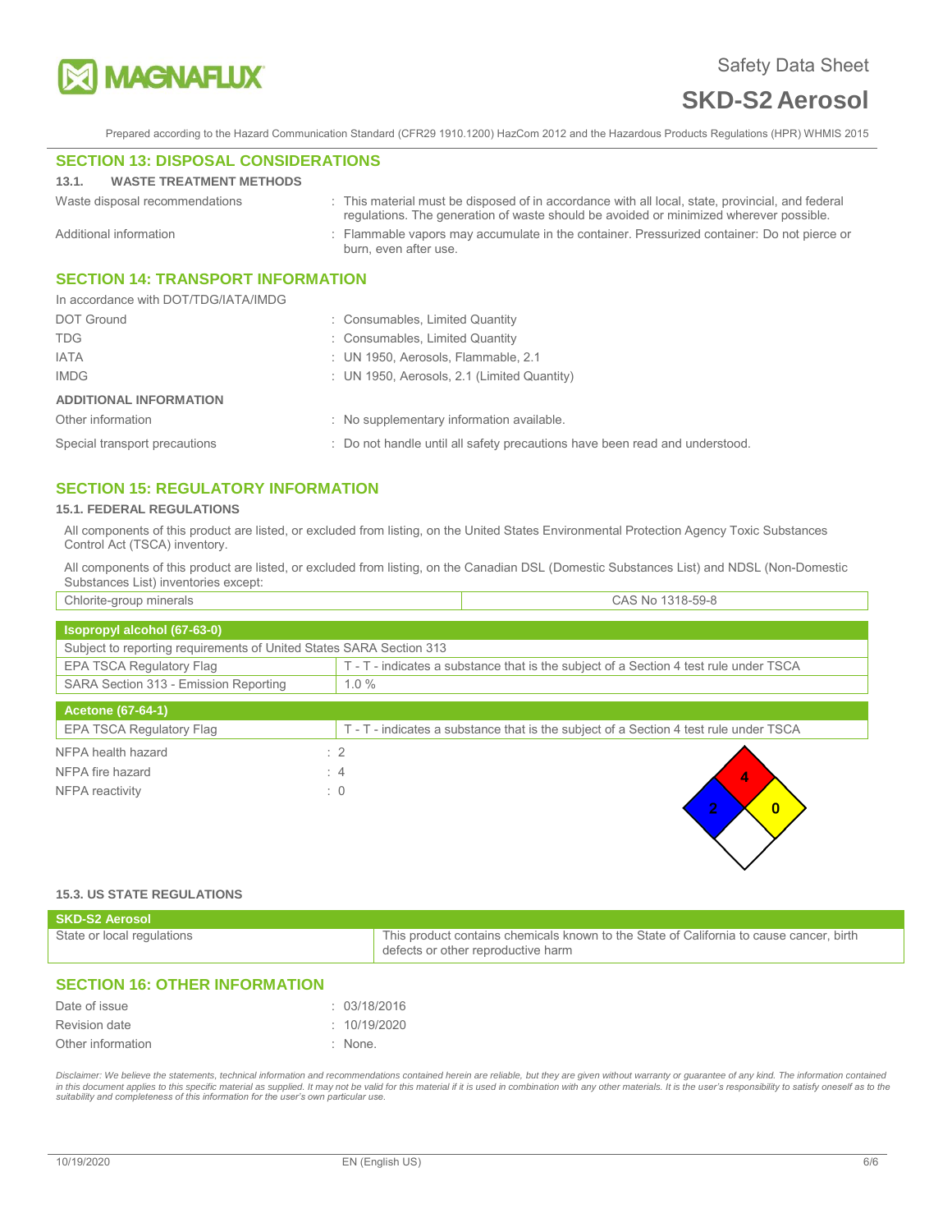## SECTION 13: DISPOSAL CONSIDERATIONS

### 13.1. WASTE TREATMENT METHODS

Waste disposal recommendations : This material must be disposed of in accordance with all local, state, provincial, and federal regulations. The generation of waste should be avoided or minimized wherever possible.

Additional information : Flammable vapors may accumulate in the container. Pressurized container: Do not pierce or burn, even after use.

## SECTION 14: TRANSPORT INFORMATION

In accordance with DOT/TDG/IATA/IMDG

DOT Ground : Consumables, Limited Quantity

TDG : Consumables, Limited Quantity

IATA : UN 1950, Aerosols, Flammable, 2.1

IMDG : UN 1950, Aerosols, 2.1 (Limited Quantity)

**ADDITIONAL INFORMATION**

Other information : No supplementary information available.

Special transport precautions : Do not handle until all safety precautions have been read and understood.

## SECTION 15: REGULATORY INFORMATION

### 15.1. FEDERAL REGULATIONS

All components of this product are listed, or excluded from listing, on the United States Environmental Protection Agency Toxic Substances Control Act (TSCA) inventory.

All components of this product are listed, or excluded from listing, on the Canadian DSL (Domestic Substances List) and NDSL (Non-Domestic Substances List) inventories except:

| | |
|---|---|
| Chlorite-group minerals | CAS No 1318-59-8 |

| **Isopropyl alcohol (67-63-0)** | |
|---|---|
| Subject to reporting requirements of United States SARA Section 313 | |
| EPA TSCA Regulatory Flag | T - T - indicates a substance that is the subject of a Section 4 test rule under TSCA |
| SARA Section 313 - Emission Reporting | 1.0 % |

| **Acetone (67-64-1)** | |
|---|---|
| EPA TSCA Regulatory Flag | T - T - indicates a substance that is the subject of a Section 4 test rule under TSCA |

NFPA health hazard : 2

NFPA fire hazard : 4

NFPA reactivity : 0

4

2 0

### 15.3. US STATE REGULATIONS

| **SKD-S2 Aerosol** | |
|---|---|
| State or local regulations | This product contains chemicals known to the State of California to cause cancer, birth defects or other reproductive harm |

## SECTION 16: OTHER INFORMATION

Date of issue : 03/18/2016

Revision date : 10/19/2020

Other information : None.

*Disclaimer: We believe the statements, technical information and recommendations contained herein are reliable, but they are given without warranty or guarantee of any kind. The information contained in this document applies to this specific material as supplied. It may not be valid for this material if it is used in combination with any other materials. It is the user's responsibility to satisfy oneself as to the suitability and completeness of this information for the user's own particular use.*